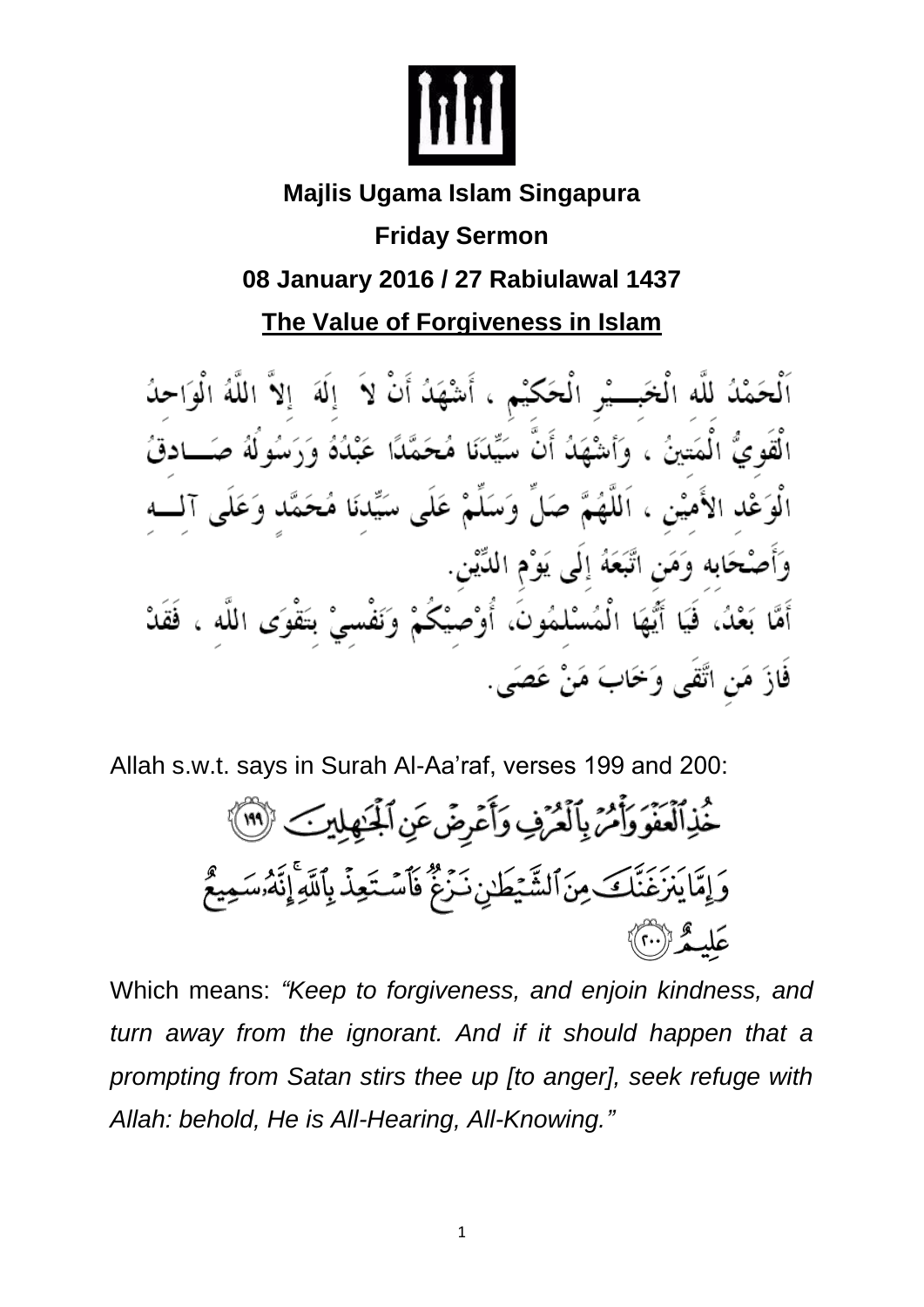**Majlis Ugama Islam Singapura**

**Friday Sermon**

**08 January 2016 / 27 Rabiulawal 1437**

# The Value of Forgiveness in Islam

اَلْحَمْدُ للهِ الْخَبِيْرِ الْحَكِيْمِ ، أَشْهَدُ أَنْ لاَ إِلَهَ إِلاَّ اللهُ الْوَاحِدُ الْقَوِيُّ الْمَتِينُ ، وَأَشْهَدُ أَنَّ سَيِّدَنَا مُحَمَّدًا عَبْدُهُ وَرَسُولُهُ صَادِقُ الْوَعْدِ الأَمِيْنِ ، اَللَّهُمَّ صَلِّ وَسَلِّمْ عَلَى سَيِّدِنَا مُحَمَّدٍ وَعَلَى آلِهِ وَأَصْحَابِهِ وَمَنِ اتَّبَعَهُ إِلَى يَوْمِ الدِّيْنِ.

أَمَّا بَعْدُ، فَيَا أَيُّهَا الْمُسْلِمُونَ، أُوْصِيْكُمْ وَنَفْسِيْ بِتَقْوَى اللهِ ، فَقَدْ فَازَ مَنِ اتَّقَى وَخَابَ مَنْ عَصَى.

Allah s.w.t. says in Surah Al-Aa'raf, verses 199 and 200:

خُذِ ٱلْعَفْوَ وَأْمُرْ بِٱلْعُرْفِ وَأَعْرِضْ عَنِ ٱلْجَٰهِلِينَ ﴿١٩٩﴾ وَإِمَّا يَنزَغَنَّكَ مِنَ ٱلشَّيْطَٰنِ نَزْغٌ فَٱسْتَعِذْ بِٱللَّهِ ۚ إِنَّهُۥ سَمِيعٌ عَلِيمٌ ﴿٢٠٠﴾

Which means: *"Keep to forgiveness, and enjoin kindness, and turn away from the ignorant. And if it should happen that a prompting from Satan stirs thee up [to anger], seek refuge with Allah: behold, He is All-Hearing, All-Knowing."*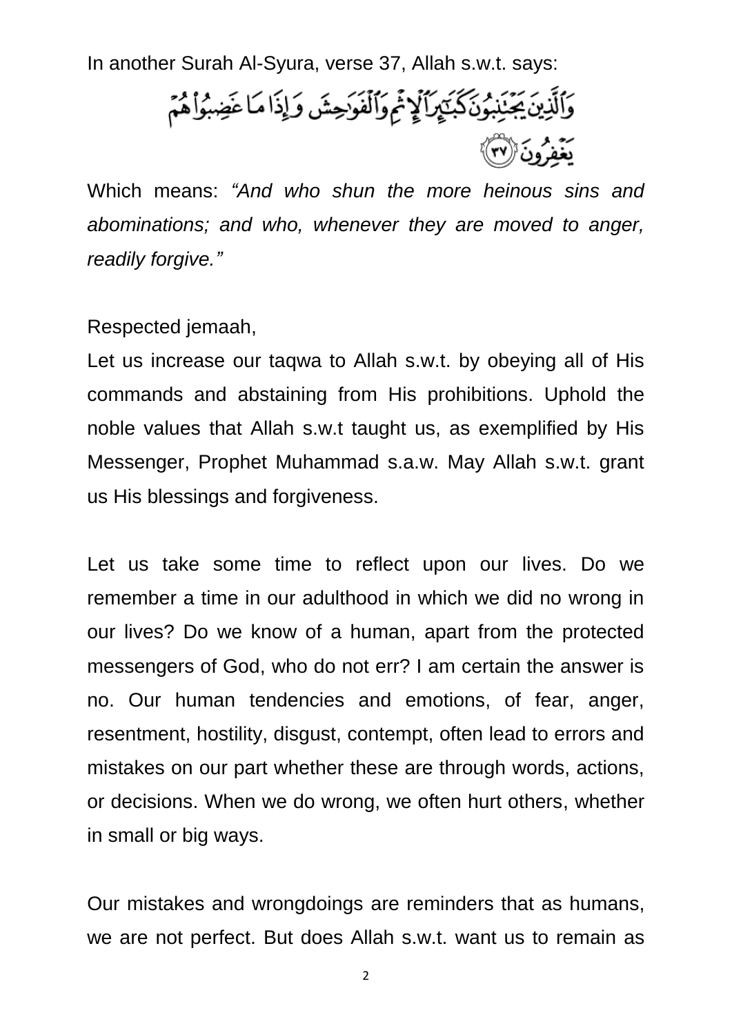In another Surah Al-Syura, verse 37, Allah s.w.t. says:

وَٱلَّذِينَ يَجۡتَنِبُونَ كَبَٰٓئِرَ ٱلۡإِثۡمِ وَٱلۡفَوَٰحِشَ وَإِذَا مَا غَضِبُواْ هُمۡ يَغۡفِرُونَ ﴿٣٧﴾

Which means: *"And who shun the more heinous sins and abominations; and who, whenever they are moved to anger, readily forgive."*

Respected jemaah,

Let us increase our taqwa to Allah s.w.t. by obeying all of His commands and abstaining from His prohibitions. Uphold the noble values that Allah s.w.t taught us, as exemplified by His Messenger, Prophet Muhammad s.a.w. May Allah s.w.t. grant us His blessings and forgiveness.

Let us take some time to reflect upon our lives. Do we remember a time in our adulthood in which we did no wrong in our lives? Do we know of a human, apart from the protected messengers of God, who do not err? I am certain the answer is no. Our human tendencies and emotions, of fear, anger, resentment, hostility, disgust, contempt, often lead to errors and mistakes on our part whether these are through words, actions, or decisions. When we do wrong, we often hurt others, whether in small or big ways.

Our mistakes and wrongdoings are reminders that as humans, we are not perfect. But does Allah s.w.t. want us to remain as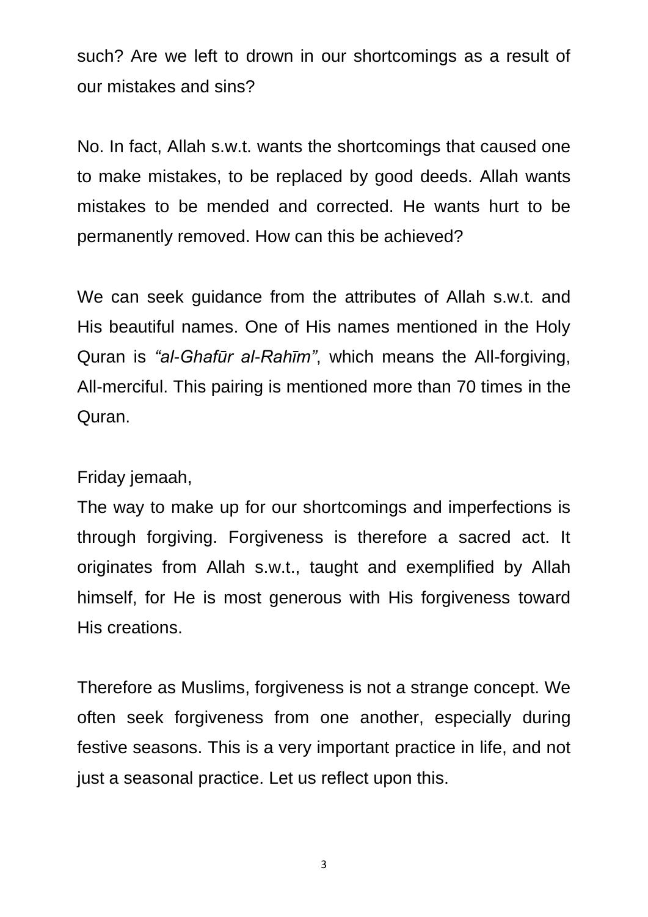such? Are we left to drown in our shortcomings as a result of our mistakes and sins?

No. In fact, Allah s.w.t. wants the shortcomings that caused one to make mistakes, to be replaced by good deeds. Allah wants mistakes to be mended and corrected. He wants hurt to be permanently removed. How can this be achieved?

We can seek guidance from the attributes of Allah s.w.t. and His beautiful names. One of His names mentioned in the Holy Quran is *"al-Ghafūr al-Rahīm"*, which means the All-forgiving, All-merciful. This pairing is mentioned more than 70 times in the Quran.

Friday jemaah,
The way to make up for our shortcomings and imperfections is through forgiving. Forgiveness is therefore a sacred act. It originates from Allah s.w.t., taught and exemplified by Allah himself, for He is most generous with His forgiveness toward His creations.

Therefore as Muslims, forgiveness is not a strange concept. We often seek forgiveness from one another, especially during festive seasons. This is a very important practice in life, and not just a seasonal practice. Let us reflect upon this.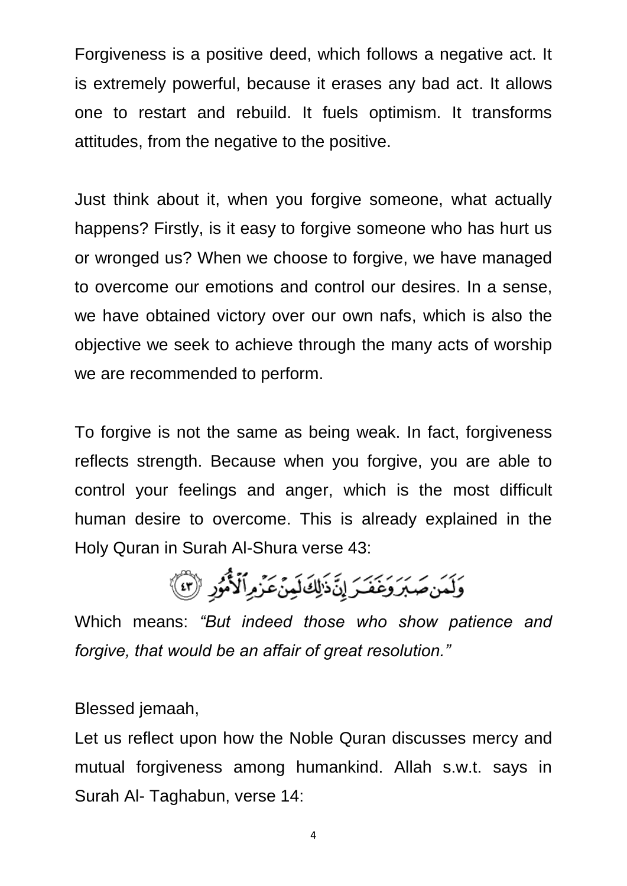Forgiveness is a positive deed, which follows a negative act. It is extremely powerful, because it erases any bad act. It allows one to restart and rebuild. It fuels optimism. It transforms attitudes, from the negative to the positive.

Just think about it, when you forgive someone, what actually happens? Firstly, is it easy to forgive someone who has hurt us or wronged us? When we choose to forgive, we have managed to overcome our emotions and control our desires. In a sense, we have obtained victory over our own nafs, which is also the objective we seek to achieve through the many acts of worship we are recommended to perform.

To forgive is not the same as being weak. In fact, forgiveness reflects strength. Because when you forgive, you are able to control your feelings and anger, which is the most difficult human desire to overcome. This is already explained in the Holy Quran in Surah Al-Shura verse 43:

وَلَمَن صَبَرَ وَغَفَرَ إِنَّ ذَٰلِكَ لَمِنْ عَزْمِ ٱلْأُمُورِ ﴿٤٣﴾

Which means: *"But indeed those who show patience and forgive, that would be an affair of great resolution."*

Blessed jemaah,

Let us reflect upon how the Noble Quran discusses mercy and mutual forgiveness among humankind. Allah s.w.t. says in Surah Al- Taghabun, verse 14: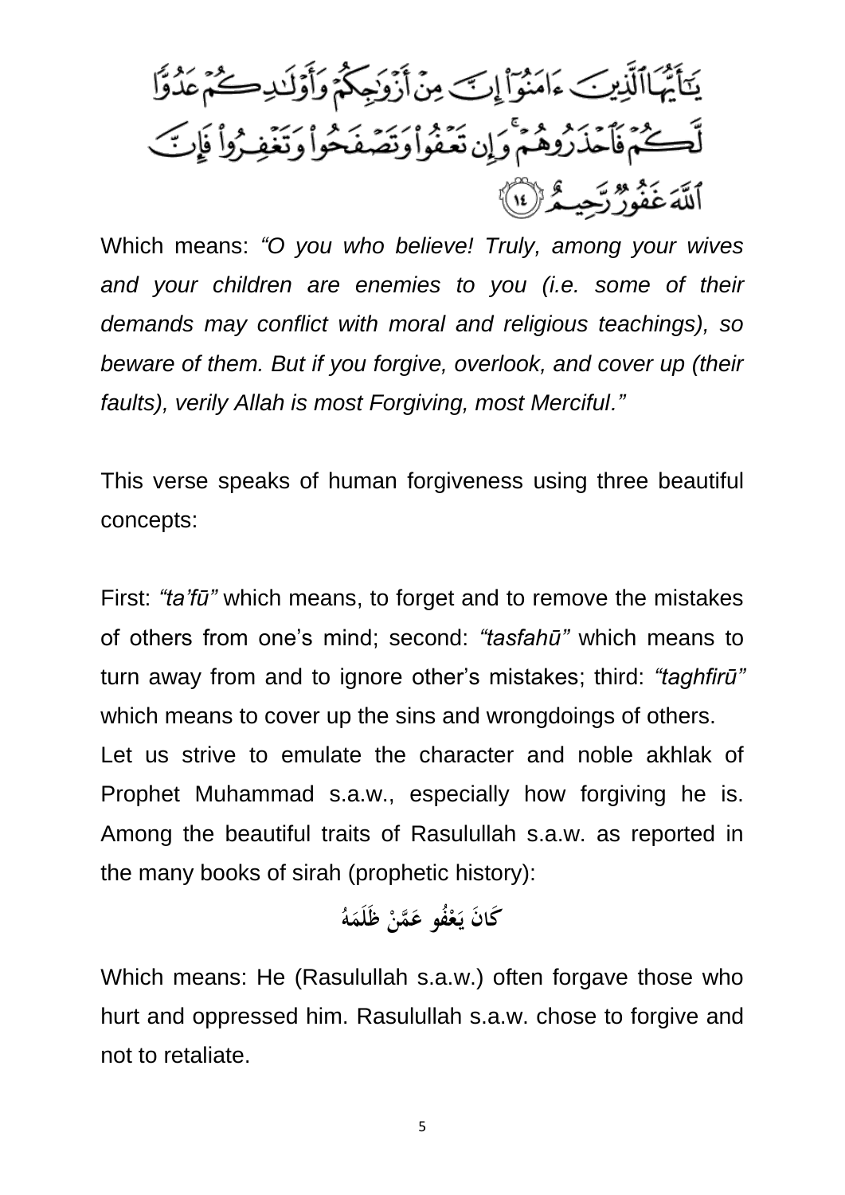يَٰٓأَيُّهَا ٱلَّذِينَ ءَامَنُوٓاْ إِنَّ مِنْ أَزْوَٰجِكُمْ وَأَوْلَٰدِكُمْ عَدُوًّا لَّكُمْ فَٱحْذَرُوهُمْ ۚ وَإِن تَعْفُواْ وَتَصْفَحُواْ وَتَغْفِرُواْ فَإِنَّ ٱللَّهَ غَفُورٌ رَّحِيمٌ ﴿١٤﴾

Which means: *"O you who believe! Truly, among your wives and your children are enemies to you (i.e. some of their demands may conflict with moral and religious teachings), so beware of them. But if you forgive, overlook, and cover up (their faults), verily Allah is most Forgiving, most Merciful."*

This verse speaks of human forgiveness using three beautiful concepts:

First: *"ta'fū"* which means, to forget and to remove the mistakes of others from one's mind; second: *"tasfahū"* which means to turn away from and to ignore other's mistakes; third: *"taghfirū"* which means to cover up the sins and wrongdoings of others.

Let us strive to emulate the character and noble akhlak of Prophet Muhammad s.a.w., especially how forgiving he is. Among the beautiful traits of Rasulullah s.a.w. as reported in the many books of sirah (prophetic history):

**كَانَ يَعْفُو عَمَّنْ ظَلَمَهُ**

Which means: He (Rasulullah s.a.w.) often forgave those who hurt and oppressed him. Rasulullah s.a.w. chose to forgive and not to retaliate.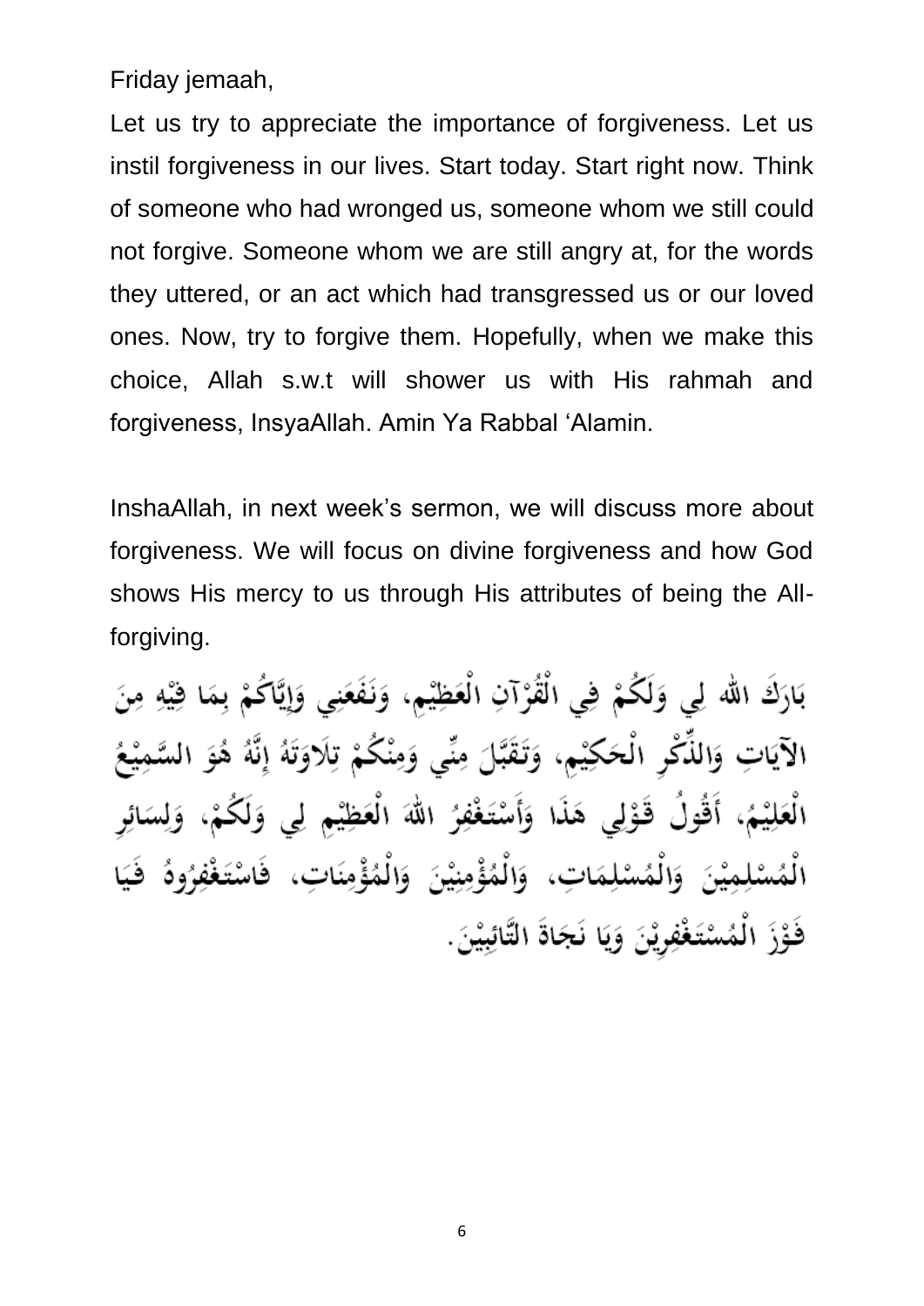Friday jemaah,

Let us try to appreciate the importance of forgiveness. Let us instil forgiveness in our lives. Start today. Start right now. Think of someone who had wronged us, someone whom we still could not forgive. Someone whom we are still angry at, for the words they uttered, or an act which had transgressed us or our loved ones. Now, try to forgive them. Hopefully, when we make this choice, Allah s.w.t will shower us with His rahmah and forgiveness, InsyaAllah. Amin Ya Rabbal 'Alamin.

InshaAllah, in next week's sermon, we will discuss more about forgiveness. We will focus on divine forgiveness and how God shows His mercy to us through His attributes of being the All-forgiving.

بَارَكَ اللهُ لِي وَلَكُمْ فِي الْقُرْآنِ الْعَظِيْمِ، وَنَفَعَنِي وَإِيَّاكُمْ بِمَا فِيْهِ مِنَ الآيَاتِ وَالذِّكْرِ الْحَكِيْمِ، وَتَقَبَّلَ مِنِّي وَمِنْكُمْ تِلَاوَتَهُ إِنَّهُ هُوَ السَّمِيْعُ الْعَلِيْمُ، أَقُولُ قَوْلِي هَذَا وَأَسْتَغْفِرُ اللهَ الْعَظِيْمَ لِي وَلَكُمْ، وَلِسَائِرِ الْمُسْلِمِيْنَ وَالْمُسْلِمَاتِ، وَالْمُؤْمِنِيْنَ وَالْمُؤْمِنَاتِ، فَاسْتَغْفِرُوهُ فَيَا فَوْزَ الْمُسْتَغْفِرِيْنَ وَيَا نَجَاةَ التَّائِبِيْنَ.